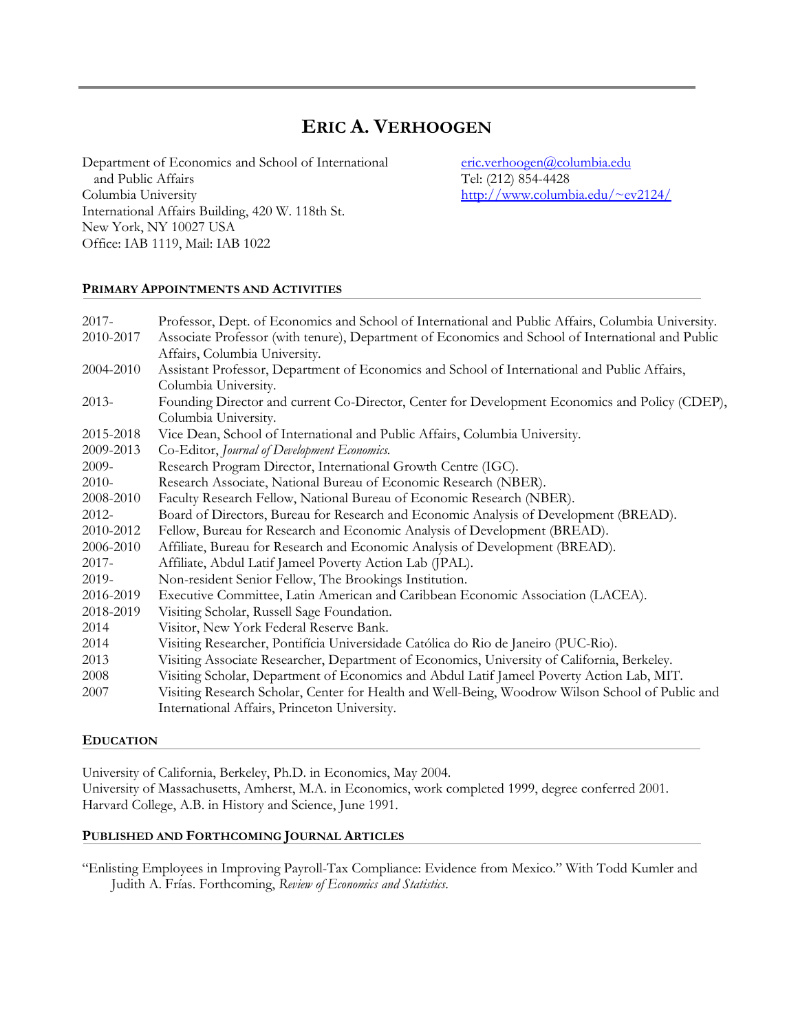# ERIC A. VERHOOGEN

Department of Economics and School of International and Public Affairs
Columbia University
International Affairs Building, 420 W. 118th St.
New York, NY 10027 USA
Office: IAB 1119, Mail: IAB 1022

eric.verhoogen@columbia.edu
Tel: (212) 854-4428
http://www.columbia.edu/~ev2124/

## PRIMARY APPOINTMENTS AND ACTIVITIES

| | |
|---|---|
| 2017- | Professor, Dept. of Economics and School of International and Public Affairs, Columbia University. |
| 2010-2017 | Associate Professor (with tenure), Department of Economics and School of International and Public Affairs, Columbia University. |
| 2004-2010 | Assistant Professor, Department of Economics and School of International and Public Affairs, Columbia University. |
| 2013- | Founding Director and current Co-Director, Center for Development Economics and Policy (CDEP), Columbia University. |
| 2015-2018 | Vice Dean, School of International and Public Affairs, Columbia University. |
| 2009-2013 | Co-Editor, *Journal of Development Economics.* |
| 2009- | Research Program Director, International Growth Centre (IGC). |
| 2010- | Research Associate, National Bureau of Economic Research (NBER). |
| 2008-2010 | Faculty Research Fellow, National Bureau of Economic Research (NBER). |
| 2012- | Board of Directors, Bureau for Research and Economic Analysis of Development (BREAD). |
| 2010-2012 | Fellow, Bureau for Research and Economic Analysis of Development (BREAD). |
| 2006-2010 | Affiliate, Bureau for Research and Economic Analysis of Development (BREAD). |
| 2017- | Affiliate, Abdul Latif Jameel Poverty Action Lab (JPAL). |
| 2019- | Non-resident Senior Fellow, The Brookings Institution. |
| 2016-2019 | Executive Committee, Latin American and Caribbean Economic Association (LACEA). |
| 2018-2019 | Visiting Scholar, Russell Sage Foundation. |
| 2014 | Visitor, New York Federal Reserve Bank. |
| 2014 | Visiting Researcher, Pontifícia Universidade Católica do Rio de Janeiro (PUC-Rio). |
| 2013 | Visiting Associate Researcher, Department of Economics, University of California, Berkeley. |
| 2008 | Visiting Scholar, Department of Economics and Abdul Latif Jameel Poverty Action Lab, MIT. |
| 2007 | Visiting Research Scholar, Center for Health and Well-Being, Woodrow Wilson School of Public and International Affairs, Princeton University. |

## EDUCATION

University of California, Berkeley, Ph.D. in Economics, May 2004.
University of Massachusetts, Amherst, M.A. in Economics, work completed 1999, degree conferred 2001.
Harvard College, A.B. in History and Science, June 1991.

## PUBLISHED AND FORTHCOMING JOURNAL ARTICLES

"Enlisting Employees in Improving Payroll-Tax Compliance: Evidence from Mexico." With Todd Kumler and Judith A. Frías. Forthcoming, *Review of Economics and Statistics*.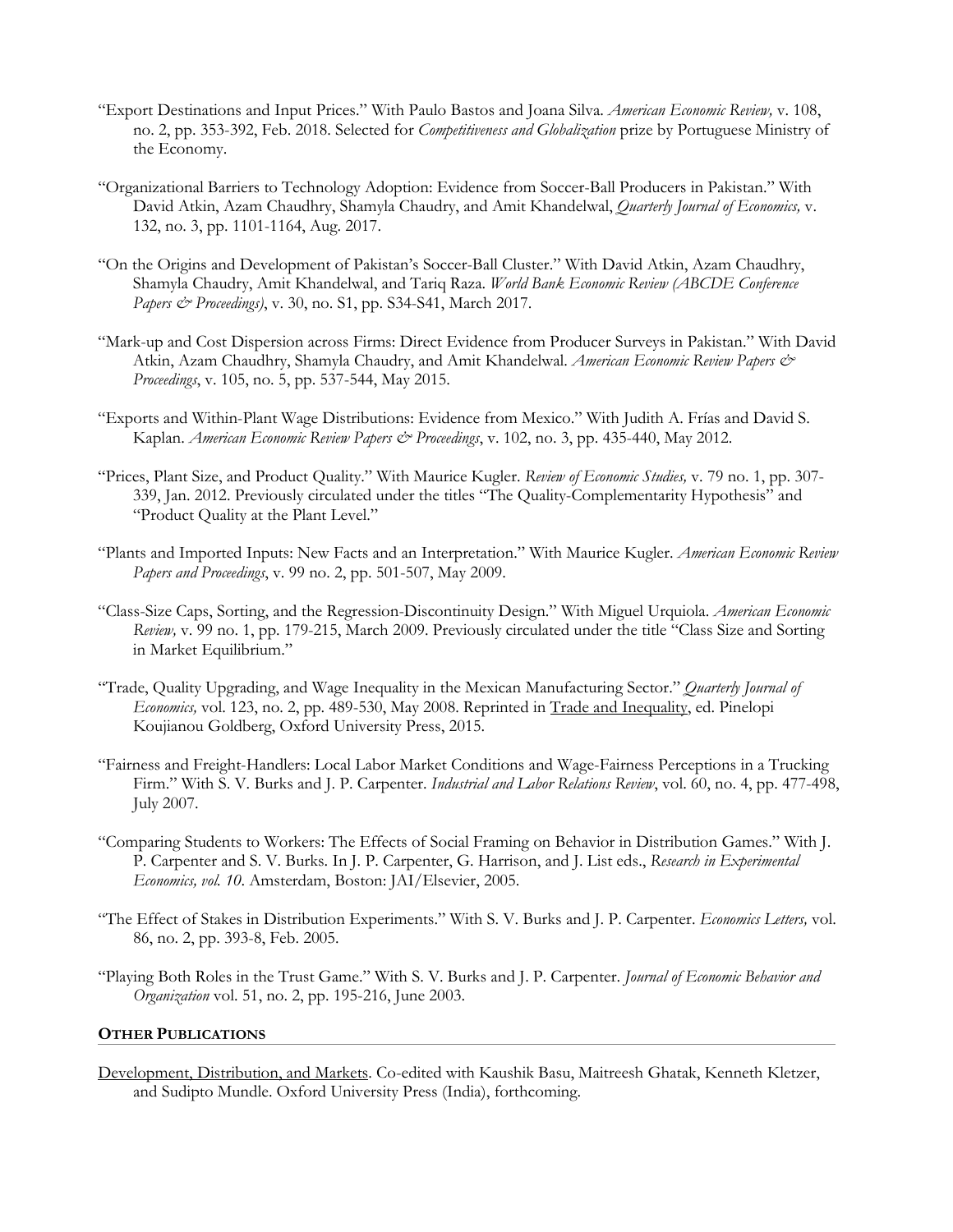"Export Destinations and Input Prices." With Paulo Bastos and Joana Silva. *American Economic Review,* v. 108, no. 2, pp. 353-392, Feb. 2018. Selected for *Competitiveness and Globalization* prize by Portuguese Ministry of the Economy.

"Organizational Barriers to Technology Adoption: Evidence from Soccer-Ball Producers in Pakistan." With David Atkin, Azam Chaudhry, Shamyla Chaudry, and Amit Khandelwal, *Quarterly Journal of Economics,* v. 132, no. 3, pp. 1101-1164, Aug. 2017.

"On the Origins and Development of Pakistan's Soccer-Ball Cluster." With David Atkin, Azam Chaudhry, Shamyla Chaudry, Amit Khandelwal, and Tariq Raza. *World Bank Economic Review (ABCDE Conference Papers & Proceedings)*, v. 30, no. S1, pp. S34-S41, March 2017.

"Mark-up and Cost Dispersion across Firms: Direct Evidence from Producer Surveys in Pakistan." With David Atkin, Azam Chaudhry, Shamyla Chaudry, and Amit Khandelwal. *American Economic Review Papers & Proceedings*, v. 105, no. 5, pp. 537-544, May 2015.

"Exports and Within-Plant Wage Distributions: Evidence from Mexico." With Judith A. Frías and David S. Kaplan. *American Economic Review Papers & Proceedings*, v. 102, no. 3, pp. 435-440, May 2012.

"Prices, Plant Size, and Product Quality." With Maurice Kugler. *Review of Economic Studies,* v. 79 no. 1, pp. 307-339, Jan. 2012. Previously circulated under the titles "The Quality-Complementarity Hypothesis" and "Product Quality at the Plant Level."

"Plants and Imported Inputs: New Facts and an Interpretation." With Maurice Kugler. *American Economic Review Papers and Proceedings*, v. 99 no. 2, pp. 501-507, May 2009.

"Class-Size Caps, Sorting, and the Regression-Discontinuity Design." With Miguel Urquiola. *American Economic Review,* v. 99 no. 1, pp. 179-215, March 2009. Previously circulated under the title "Class Size and Sorting in Market Equilibrium."

"Trade, Quality Upgrading, and Wage Inequality in the Mexican Manufacturing Sector." *Quarterly Journal of Economics,* vol. 123, no. 2, pp. 489-530, May 2008. Reprinted in <u>Trade and Inequality</u>, ed. Pinelopi Koujianou Goldberg, Oxford University Press, 2015.

"Fairness and Freight-Handlers: Local Labor Market Conditions and Wage-Fairness Perceptions in a Trucking Firm." With S. V. Burks and J. P. Carpenter. *Industrial and Labor Relations Review*, vol. 60, no. 4, pp. 477-498, July 2007.

"Comparing Students to Workers: The Effects of Social Framing on Behavior in Distribution Games." With J. P. Carpenter and S. V. Burks. In J. P. Carpenter, G. Harrison, and J. List eds., *Research in Experimental Economics, vol. 10.* Amsterdam, Boston: JAI/Elsevier, 2005.

"The Effect of Stakes in Distribution Experiments." With S. V. Burks and J. P. Carpenter. *Economics Letters,* vol. 86, no. 2, pp. 393-8, Feb. 2005.

"Playing Both Roles in the Trust Game." With S. V. Burks and J. P. Carpenter. *Journal of Economic Behavior and Organization* vol. 51, no. 2, pp. 195-216, June 2003.

## OTHER PUBLICATIONS

<u>Development, Distribution, and Markets</u>. Co-edited with Kaushik Basu, Maitreesh Ghatak, Kenneth Kletzer, and Sudipto Mundle. Oxford University Press (India), forthcoming.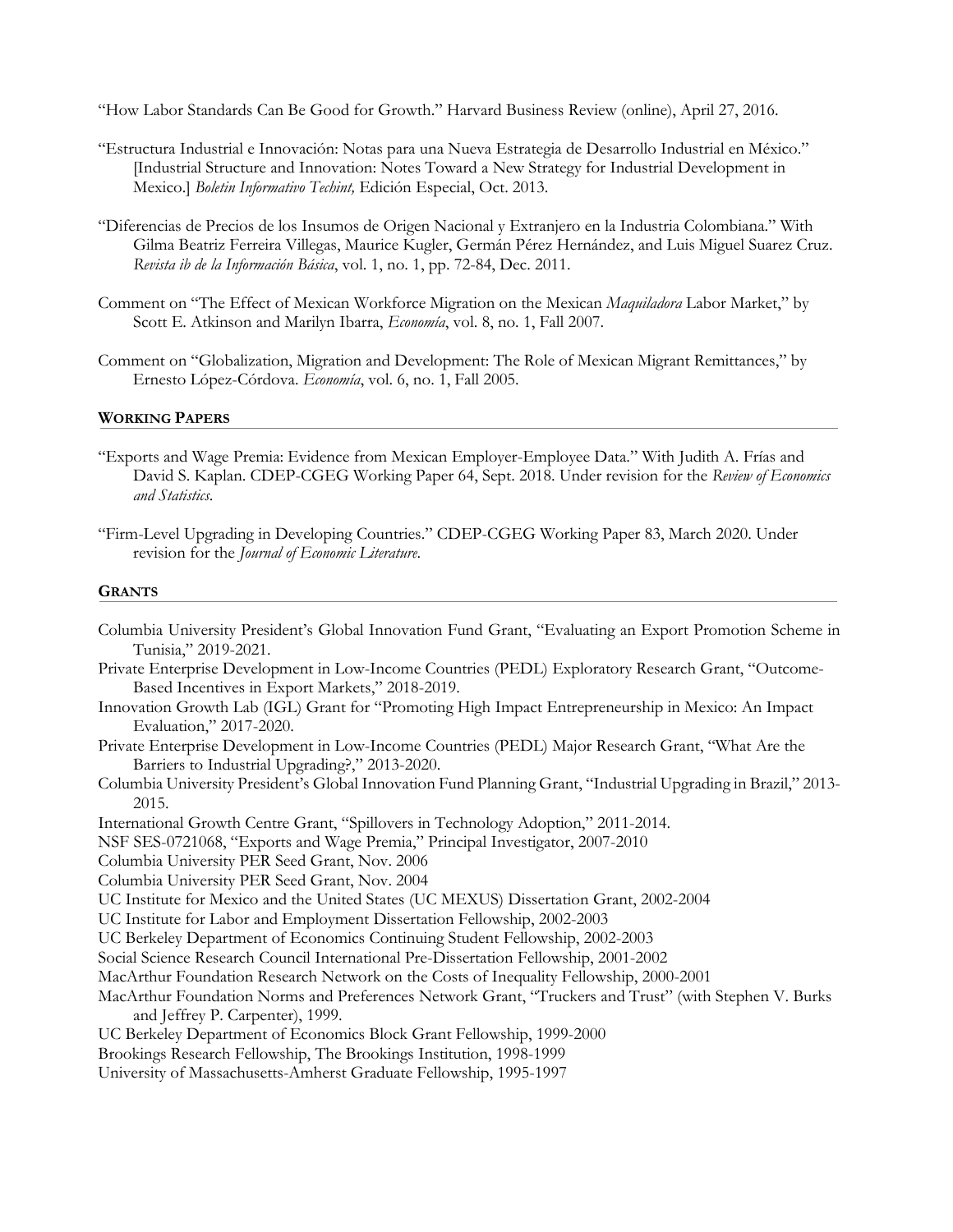"How Labor Standards Can Be Good for Growth." Harvard Business Review (online), April 27, 2016.

"Estructura Industrial e Innovación: Notas para una Nueva Estrategia de Desarrollo Industrial en México." [Industrial Structure and Innovation: Notes Toward a New Strategy for Industrial Development in Mexico.] *Boletin Informativo Techint,* Edición Especial, Oct. 2013.

"Diferencias de Precios de los Insumos de Origen Nacional y Extranjero en la Industria Colombiana." With Gilma Beatriz Ferreira Villegas, Maurice Kugler, Germán Pérez Hernández, and Luis Miguel Suarez Cruz. *Revista ib de la Información Básica*, vol. 1, no. 1, pp. 72-84, Dec. 2011.

Comment on "The Effect of Mexican Workforce Migration on the Mexican *Maquiladora* Labor Market," by Scott E. Atkinson and Marilyn Ibarra, *Economía*, vol. 8, no. 1, Fall 2007.

Comment on "Globalization, Migration and Development: The Role of Mexican Migrant Remittances," by Ernesto López-Córdova. *Economía*, vol. 6, no. 1, Fall 2005.

## WORKING PAPERS

"Exports and Wage Premia: Evidence from Mexican Employer-Employee Data." With Judith A. Frías and David S. Kaplan. CDEP-CGEG Working Paper 64, Sept. 2018. Under revision for the *Review of Economics and Statistics*.

"Firm-Level Upgrading in Developing Countries." CDEP-CGEG Working Paper 83, March 2020. Under revision for the *Journal of Economic Literature*.

## GRANTS

Columbia University President's Global Innovation Fund Grant, "Evaluating an Export Promotion Scheme in Tunisia," 2019-2021.

Private Enterprise Development in Low-Income Countries (PEDL) Exploratory Research Grant, "Outcome-Based Incentives in Export Markets," 2018-2019.

Innovation Growth Lab (IGL) Grant for "Promoting High Impact Entrepreneurship in Mexico: An Impact Evaluation," 2017-2020.

Private Enterprise Development in Low-Income Countries (PEDL) Major Research Grant, "What Are the Barriers to Industrial Upgrading?," 2013-2020.

Columbia University President's Global Innovation Fund Planning Grant, "Industrial Upgrading in Brazil," 2013-2015.

International Growth Centre Grant, "Spillovers in Technology Adoption," 2011-2014.

NSF SES-0721068, "Exports and Wage Premia," Principal Investigator, 2007-2010

Columbia University PER Seed Grant, Nov. 2006

Columbia University PER Seed Grant, Nov. 2004

UC Institute for Mexico and the United States (UC MEXUS) Dissertation Grant, 2002-2004

UC Institute for Labor and Employment Dissertation Fellowship, 2002-2003

UC Berkeley Department of Economics Continuing Student Fellowship, 2002-2003

Social Science Research Council International Pre-Dissertation Fellowship, 2001-2002

MacArthur Foundation Research Network on the Costs of Inequality Fellowship, 2000-2001

MacArthur Foundation Norms and Preferences Network Grant, "Truckers and Trust" (with Stephen V. Burks and Jeffrey P. Carpenter), 1999.

UC Berkeley Department of Economics Block Grant Fellowship, 1999-2000

Brookings Research Fellowship, The Brookings Institution, 1998-1999

University of Massachusetts-Amherst Graduate Fellowship, 1995-1997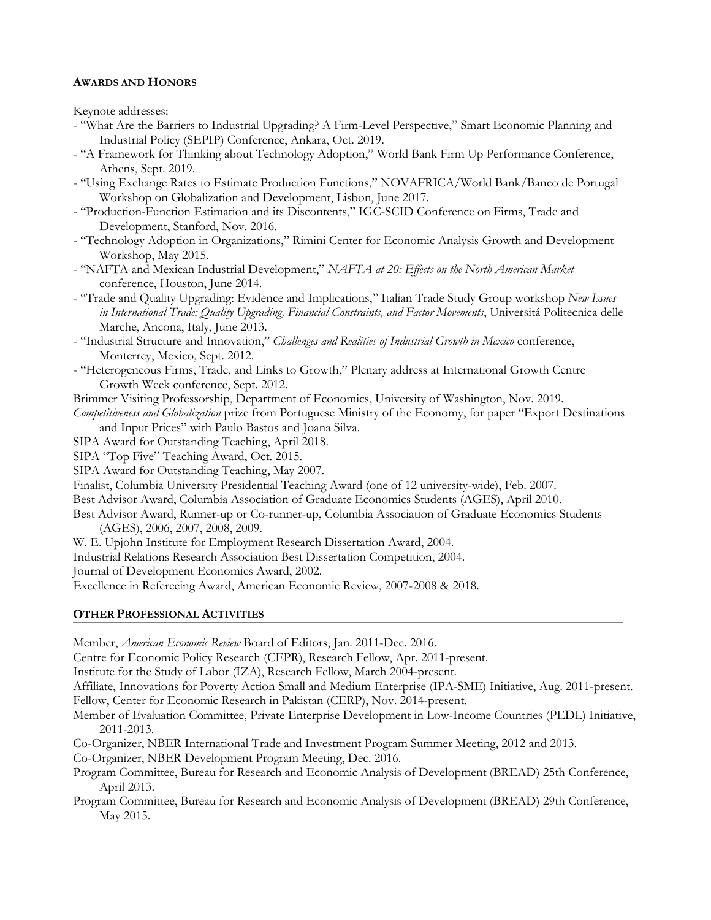## AWARDS AND HONORS

Keynote addresses:

- "What Are the Barriers to Industrial Upgrading? A Firm-Level Perspective," Smart Economic Planning and Industrial Policy (SEPIP) Conference, Ankara, Oct. 2019.
- "A Framework for Thinking about Technology Adoption," World Bank Firm Up Performance Conference, Athens, Sept. 2019.
- "Using Exchange Rates to Estimate Production Functions," NOVAFRICA/World Bank/Banco de Portugal Workshop on Globalization and Development, Lisbon, June 2017.
- "Production-Function Estimation and its Discontents," IGC-SCID Conference on Firms, Trade and Development, Stanford, Nov. 2016.
- "Technology Adoption in Organizations," Rimini Center for Economic Analysis Growth and Development Workshop, May 2015.
- "NAFTA and Mexican Industrial Development," *NAFTA at 20: Effects on the North American Market* conference, Houston, June 2014.
- "Trade and Quality Upgrading: Evidence and Implications," Italian Trade Study Group workshop *New Issues in International Trade: Quality Upgrading, Financial Constraints, and Factor Movements*, Universitá Politecnica delle Marche, Ancona, Italy, June 2013.
- "Industrial Structure and Innovation," *Challenges and Realities of Industrial Growth in Mexico* conference, Monterrey, Mexico, Sept. 2012.
- "Heterogeneous Firms, Trade, and Links to Growth," Plenary address at International Growth Centre Growth Week conference, Sept. 2012.

Brimmer Visiting Professorship, Department of Economics, University of Washington, Nov. 2019.

*Competitiveness and Globalization* prize from Portuguese Ministry of the Economy, for paper "Export Destinations and Input Prices" with Paulo Bastos and Joana Silva.

SIPA Award for Outstanding Teaching, April 2018.

SIPA "Top Five" Teaching Award, Oct. 2015.

SIPA Award for Outstanding Teaching, May 2007.

Finalist, Columbia University Presidential Teaching Award (one of 12 university-wide), Feb. 2007.

Best Advisor Award, Columbia Association of Graduate Economics Students (AGES), April 2010.

Best Advisor Award, Runner-up or Co-runner-up, Columbia Association of Graduate Economics Students (AGES), 2006, 2007, 2008, 2009.

W. E. Upjohn Institute for Employment Research Dissertation Award, 2004.

Industrial Relations Research Association Best Dissertation Competition, 2004.

Journal of Development Economics Award, 2002.

Excellence in Refereeing Award, American Economic Review, 2007-2008 & 2018.

## OTHER PROFESSIONAL ACTIVITIES

Member, *American Economic Review* Board of Editors, Jan. 2011-Dec. 2016.

Centre for Economic Policy Research (CEPR), Research Fellow, Apr. 2011-present.

Institute for the Study of Labor (IZA), Research Fellow, March 2004-present.

Affiliate, Innovations for Poverty Action Small and Medium Enterprise (IPA-SME) Initiative, Aug. 2011-present.

Fellow, Center for Economic Research in Pakistan (CERP), Nov. 2014-present.

Member of Evaluation Committee, Private Enterprise Development in Low-Income Countries (PEDL) Initiative, 2011-2013.

Co-Organizer, NBER International Trade and Investment Program Summer Meeting, 2012 and 2013.

Co-Organizer, NBER Development Program Meeting, Dec. 2016.

Program Committee, Bureau for Research and Economic Analysis of Development (BREAD) 25th Conference, April 2013.

Program Committee, Bureau for Research and Economic Analysis of Development (BREAD) 29th Conference, May 2015.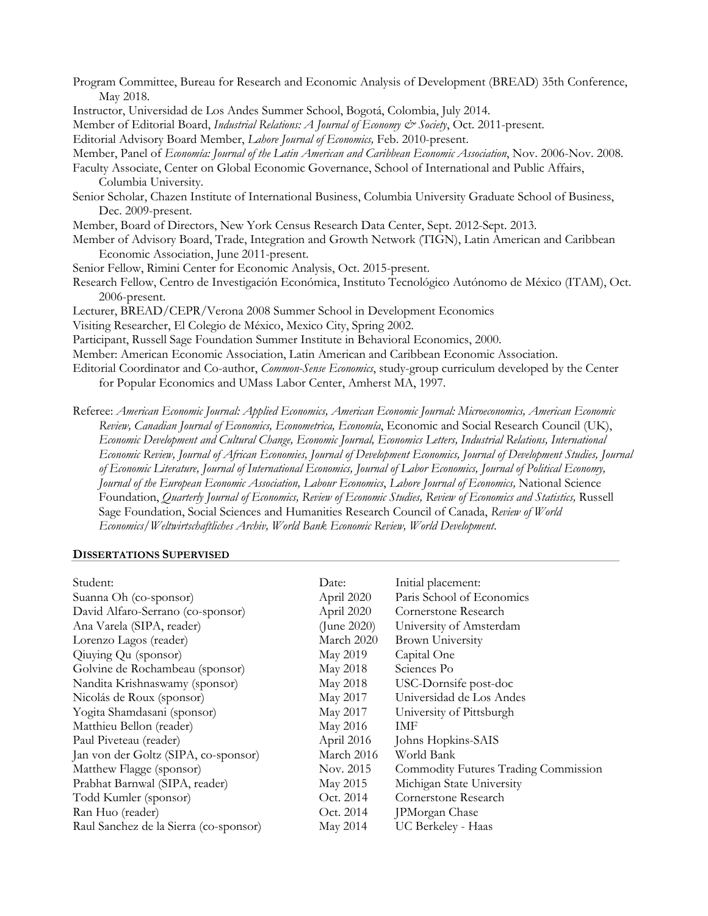Program Committee, Bureau for Research and Economic Analysis of Development (BREAD) 35th Conference, May 2018.

Instructor, Universidad de Los Andes Summer School, Bogotá, Colombia, July 2014.

Member of Editorial Board, *Industrial Relations: A Journal of Economy & Society*, Oct. 2011-present.

Editorial Advisory Board Member, *Lahore Journal of Economics,* Feb. 2010-present.

Member, Panel of *Economía: Journal of the Latin American and Caribbean Economic Association*, Nov. 2006-Nov. 2008.

Faculty Associate, Center on Global Economic Governance, School of International and Public Affairs, Columbia University.

Senior Scholar, Chazen Institute of International Business, Columbia University Graduate School of Business, Dec. 2009-present.

Member, Board of Directors, New York Census Research Data Center, Sept. 2012-Sept. 2013.

Member of Advisory Board, Trade, Integration and Growth Network (TIGN), Latin American and Caribbean Economic Association, June 2011-present.

Senior Fellow, Rimini Center for Economic Analysis, Oct. 2015-present.

Research Fellow, Centro de Investigación Económica, Instituto Tecnológico Autónomo de México (ITAM), Oct. 2006-present.

Lecturer, BREAD/CEPR/Verona 2008 Summer School in Development Economics

Visiting Researcher, El Colegio de México, Mexico City, Spring 2002.

Participant, Russell Sage Foundation Summer Institute in Behavioral Economics, 2000.

Member: American Economic Association, Latin American and Caribbean Economic Association.

Editorial Coordinator and Co-author, *Common-Sense Economics*, study-group curriculum developed by the Center for Popular Economics and UMass Labor Center, Amherst MA, 1997.

Referee: *American Economic Journal: Applied Economics, American Economic Journal: Microeconomics, American Economic Review, Canadian Journal of Economics, Econometrica, Economía*, Economic and Social Research Council (UK), *Economic Development and Cultural Change, Economic Journal, Economics Letters, Industrial Relations, International Economic Review, Journal of African Economies, Journal of Development Economics, Journal of Development Studies, Journal of Economic Literature, Journal of International Economics, Journal of Labor Economics, Journal of Political Economy, Journal of the European Economic Association, Labour Economics*, *Lahore Journal of Economics,* National Science Foundation, *Quarterly Journal of Economics, Review of Economic Studies, Review of Economics and Statistics,* Russell Sage Foundation, Social Sciences and Humanities Research Council of Canada, *Review of World Economics/Weltwirtschaftliches Archiv, World Bank Economic Review, World Development*.

## DISSERTATIONS SUPERVISED

| Student: | Date: | Initial placement: |
|---|---|---|
| Suanna Oh (co-sponsor) | April 2020 | Paris School of Economics |
| David Alfaro-Serrano (co-sponsor) | April 2020 | Cornerstone Research |
| Ana Varela (SIPA, reader) | (June 2020) | University of Amsterdam |
| Lorenzo Lagos (reader) | March 2020 | Brown University |
| Qiuying Qu (sponsor) | May 2019 | Capital One |
| Golvine de Rochambeau (sponsor) | May 2018 | Sciences Po |
| Nandita Krishnaswamy (sponsor) | May 2018 | USC-Dornsife post-doc |
| Nicolás de Roux (sponsor) | May 2017 | Universidad de Los Andes |
| Yogita Shamdasani (sponsor) | May 2017 | University of Pittsburgh |
| Matthieu Bellon (reader) | May 2016 | IMF |
| Paul Piveteau (reader) | April 2016 | Johns Hopkins-SAIS |
| Jan von der Goltz (SIPA, co-sponsor) | March 2016 | World Bank |
| Matthew Flagge (sponsor) | Nov. 2015 | Commodity Futures Trading Commission |
| Prabhat Barnwal (SIPA, reader) | May 2015 | Michigan State University |
| Todd Kumler (sponsor) | Oct. 2014 | Cornerstone Research |
| Ran Huo (reader) | Oct. 2014 | JPMorgan Chase |
| Raul Sanchez de la Sierra (co-sponsor) | May 2014 | UC Berkeley - Haas |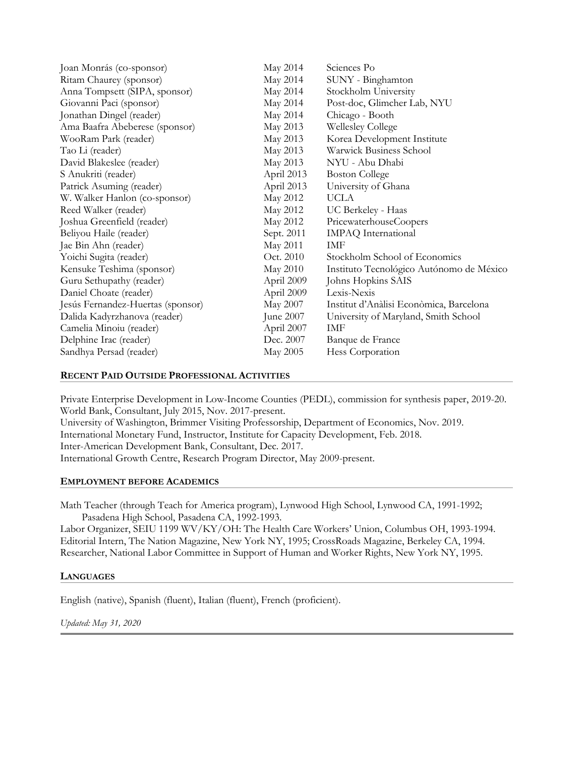| | | |
|---|---|---|
| Joan Monrás (co-sponsor) | May 2014 | Sciences Po |
| Ritam Chaurey (sponsor) | May 2014 | SUNY - Binghamton |
| Anna Tompsett (SIPA, sponsor) | May 2014 | Stockholm University |
| Giovanni Paci (sponsor) | May 2014 | Post-doc, Glimcher Lab, NYU |
| Jonathan Dingel (reader) | May 2014 | Chicago - Booth |
| Ama Baafra Abeberese (sponsor) | May 2013 | Wellesley College |
| WooRam Park (reader) | May 2013 | Korea Development Institute |
| Tao Li (reader) | May 2013 | Warwick Business School |
| David Blakeslee (reader) | May 2013 | NYU - Abu Dhabi |
| S Anukriti (reader) | April 2013 | Boston College |
| Patrick Asuming (reader) | April 2013 | University of Ghana |
| W. Walker Hanlon (co-sponsor) | May 2012 | UCLA |
| Reed Walker (reader) | May 2012 | UC Berkeley - Haas |
| Joshua Greenfield (reader) | May 2012 | PricewaterhouseCoopers |
| Beliyou Haile (reader) | Sept. 2011 | IMPAQ International |
| Jae Bin Ahn (reader) | May 2011 | IMF |
| Yoichi Sugita (reader) | Oct. 2010 | Stockholm School of Economics |
| Kensuke Teshima (sponsor) | May 2010 | Instituto Tecnológico Autónomo de México |
| Guru Sethupathy (reader) | April 2009 | Johns Hopkins SAIS |
| Daniel Choate (reader) | April 2009 | Lexis-Nexis |
| Jesús Fernandez-Huertas (sponsor) | May 2007 | Institut d'Anàlisi Econòmica, Barcelona |
| Dalida Kadyrzhanova (reader) | June 2007 | University of Maryland, Smith School |
| Camelia Minoiu (reader) | April 2007 | IMF |
| Delphine Irac (reader) | Dec. 2007 | Banque de France |
| Sandhya Persad (reader) | May 2005 | Hess Corporation |

## RECENT PAID OUTSIDE PROFESSIONAL ACTIVITIES

Private Enterprise Development in Low-Income Counties (PEDL), commission for synthesis paper, 2019-20.
World Bank, Consultant, July 2015, Nov. 2017-present.
University of Washington, Brimmer Visiting Professorship, Department of Economics, Nov. 2019.
International Monetary Fund, Instructor, Institute for Capacity Development, Feb. 2018.
Inter-American Development Bank, Consultant, Dec. 2017.
International Growth Centre, Research Program Director, May 2009-present.

## EMPLOYMENT BEFORE ACADEMICS

Math Teacher (through Teach for America program), Lynwood High School, Lynwood CA, 1991-1992; Pasadena High School, Pasadena CA, 1992-1993.
Labor Organizer, SEIU 1199 WV/KY/OH: The Health Care Workers' Union, Columbus OH, 1993-1994.
Editorial Intern, The Nation Magazine, New York NY, 1995; CrossRoads Magazine, Berkeley CA, 1994.
Researcher, National Labor Committee in Support of Human and Worker Rights, New York NY, 1995.

## LANGUAGES

English (native), Spanish (fluent), Italian (fluent), French (proficient).

*Updated: May 31, 2020*